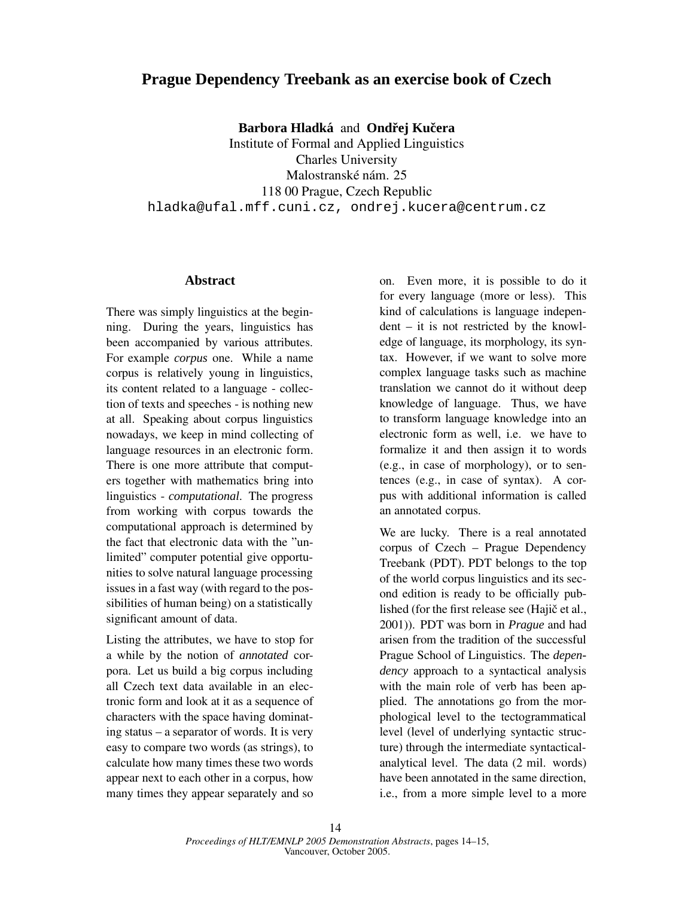# Prague Dependency Treebank as an exercise book of Czech

**Barbora Hladká** and **Ondřej Kučera**
Institute of Formal and Applied Linguistics
Charles University
Malostranské nám. 25
118 00 Prague, Czech Republic
hladka@ufal.mff.cuni.cz, ondrej.kucera@centrum.cz

## Abstract

There was simply linguistics at the beginning. During the years, linguistics has been accompanied by various attributes. For example *corpus* one. While a name corpus is relatively young in linguistics, its content related to a language - collection of texts and speeches - is nothing new at all. Speaking about corpus linguistics nowadays, we keep in mind collecting of language resources in an electronic form. There is one more attribute that computers together with mathematics bring into linguistics - *computational*. The progress from working with corpus towards the computational approach is determined by the fact that electronic data with the "unlimited" computer potential give opportunities to solve natural language processing issues in a fast way (with regard to the possibilities of human being) on a statistically significant amount of data.

Listing the attributes, we have to stop for a while by the notion of *annotated* corpora. Let us build a big corpus including all Czech text data available in an electronic form and look at it as a sequence of characters with the space having dominating status – a separator of words. It is very easy to compare two words (as strings), to calculate how many times these two words appear next to each other in a corpus, how many times they appear separately and so on. Even more, it is possible to do it for every language (more or less). This kind of calculations is language independent – it is not restricted by the knowledge of language, its morphology, its syntax. However, if we want to solve more complex language tasks such as machine translation we cannot do it without deep knowledge of language. Thus, we have to transform language knowledge into an electronic form as well, i.e. we have to formalize it and then assign it to words (e.g., in case of morphology), or to sentences (e.g., in case of syntax). A corpus with additional information is called an annotated corpus.

We are lucky. There is a real annotated corpus of Czech – Prague Dependency Treebank (PDT). PDT belongs to the top of the world corpus linguistics and its second edition is ready to be officially published (for the first release see (Hajič et al., 2001)). PDT was born in *Prague* and had arisen from the tradition of the successful Prague School of Linguistics. The *dependency* approach to a syntactical analysis with the main role of verb has been applied. The annotations go from the morphological level to the tectogrammatical level (level of underlying syntactic structure) through the intermediate syntactical-analytical level. The data (2 mil. words) have been annotated in the same direction, i.e., from a more simple level to a more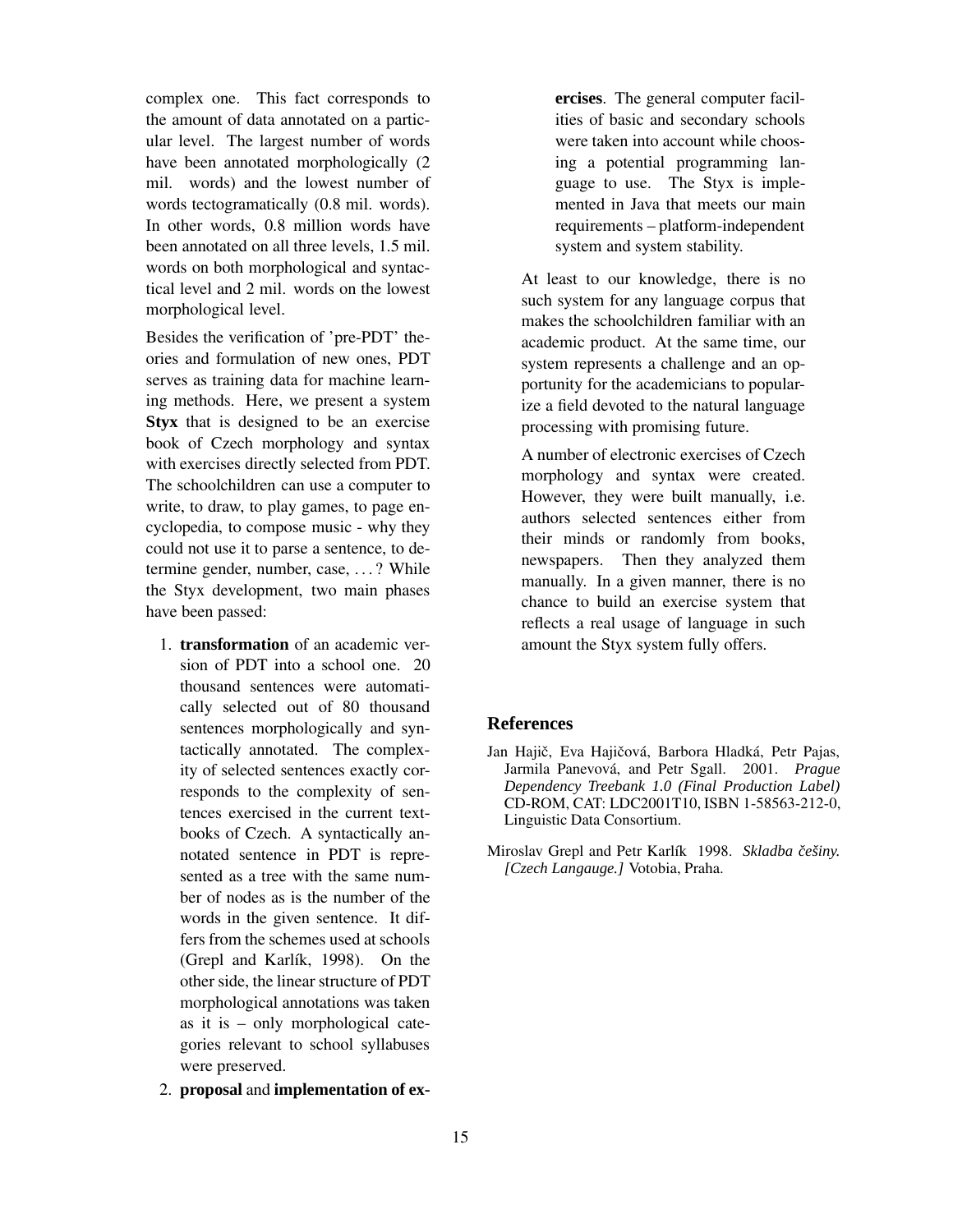complex one. This fact corresponds to the amount of data annotated on a particular level. The largest number of words have been annotated morphologically (2 mil. words) and the lowest number of words tectogramatically (0.8 mil. words). In other words, 0.8 million words have been annotated on all three levels, 1.5 mil. words on both morphological and syntactical level and 2 mil. words on the lowest morphological level.

Besides the verification of 'pre-PDT' theories and formulation of new ones, PDT serves as training data for machine learning methods. Here, we present a system **Styx** that is designed to be an exercise book of Czech morphology and syntax with exercises directly selected from PDT. The schoolchildren can use a computer to write, to draw, to play games, to page encyclopedia, to compose music - why they could not use it to parse a sentence, to determine gender, number, case, . . . ? While the Styx development, two main phases have been passed:

1. **transformation** of an academic version of PDT into a school one. 20 thousand sentences were automatically selected out of 80 thousand sentences morphologically and syntactically annotated. The complexity of selected sentences exactly corresponds to the complexity of sentences exercised in the current textbooks of Czech. A syntactically annotated sentence in PDT is represented as a tree with the same number of nodes as is the number of the words in the given sentence. It differs from the schemes used at schools (Grepl and Karlík, 1998). On the other side, the linear structure of PDT morphological annotations was taken as it is – only morphological categories relevant to school syllabuses were preserved.
2. **proposal** and **implementation of exercises**. The general computer facilities of basic and secondary schools were taken into account while choosing a potential programming language to use. The Styx is implemented in Java that meets our main requirements – platform-independent system and system stability.

At least to our knowledge, there is no such system for any language corpus that makes the schoolchildren familiar with an academic product. At the same time, our system represents a challenge and an opportunity for the academicians to popularize a field devoted to the natural language processing with promising future.

A number of electronic exercises of Czech morphology and syntax were created. However, they were built manually, i.e. authors selected sentences either from their minds or randomly from books, newspapers. Then they analyzed them manually. In a given manner, there is no chance to build an exercise system that reflects a real usage of language in such amount the Styx system fully offers.

## References

Jan Hajič, Eva Hajičová, Barbora Hladká, Petr Pajas, Jarmila Panevová, and Petr Sgall. 2001. *Prague Dependency Treebank 1.0 (Final Production Label)* CD-ROM, CAT: LDC2001T10, ISBN 1-58563-212-0, Linguistic Data Consortium.

Miroslav Grepl and Petr Karlík 1998. *Skladba češiny. [Czech Langauge.]* Votobia, Praha.